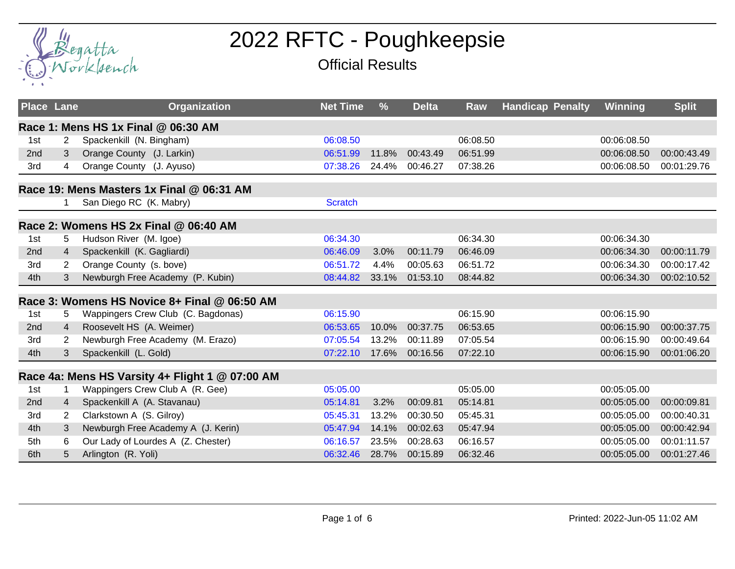# 2022 RFTC - Poughkeepsie

## Official Results

| Place | Lane | Organization | Net Time | % | Delta | Raw | Handicap | Penalty | Winning | Split |
|---|---|---|---|---|---|---|---|---|---|---|
| **Race 1: Mens HS 1x Final @ 06:30 AM** | | | | | | | | | | |
| 1st | 2 | Spackenkill (N. Bingham) | 06:08.50 | | | 06:08.50 | | | 00:06:08.50 | |
| 2nd | 3 | Orange County (J. Larkin) | 06:51.99 | 11.8% | 00:43.49 | 06:51.99 | | | 00:06:08.50 | 00:00:43.49 |
| 3rd | 4 | Orange County (J. Ayuso) | 07:38.26 | 24.4% | 00:46.27 | 07:38.26 | | | 00:06:08.50 | 00:01:29.76 |
| **Race 19: Mens Masters 1x Final @ 06:31 AM** | | | | | | | | | | |
| | 1 | San Diego RC (K. Mabry) | Scratch | | | | | | | |
| **Race 2: Womens HS 2x Final @ 06:40 AM** | | | | | | | | | | |
| 1st | 5 | Hudson River (M. Igoe) | 06:34.30 | | | 06:34.30 | | | 00:06:34.30 | |
| 2nd | 4 | Spackenkill (K. Gagliardi) | 06:46.09 | 3.0% | 00:11.79 | 06:46.09 | | | 00:06:34.30 | 00:00:11.79 |
| 3rd | 2 | Orange County (s. bove) | 06:51.72 | 4.4% | 00:05.63 | 06:51.72 | | | 00:06:34.30 | 00:00:17.42 |
| 4th | 3 | Newburgh Free Academy (P. Kubin) | 08:44.82 | 33.1% | 01:53.10 | 08:44.82 | | | 00:06:34.30 | 00:02:10.52 |
| **Race 3: Womens HS Novice 8+ Final @ 06:50 AM** | | | | | | | | | | |
| 1st | 5 | Wappingers Crew Club (C. Bagdonas) | 06:15.90 | | | 06:15.90 | | | 00:06:15.90 | |
| 2nd | 4 | Roosevelt HS (A. Weimer) | 06:53.65 | 10.0% | 00:37.75 | 06:53.65 | | | 00:06:15.90 | 00:00:37.75 |
| 3rd | 2 | Newburgh Free Academy (M. Erazo) | 07:05.54 | 13.2% | 00:11.89 | 07:05.54 | | | 00:06:15.90 | 00:00:49.64 |
| 4th | 3 | Spackenkill (L. Gold) | 07:22.10 | 17.6% | 00:16.56 | 07:22.10 | | | 00:06:15.90 | 00:01:06.20 |
| **Race 4a: Mens HS Varsity 4+ Flight 1 @ 07:00 AM** | | | | | | | | | | |
| 1st | 1 | Wappingers Crew Club A (R. Gee) | 05:05.00 | | | 05:05.00 | | | 00:05:05.00 | |
| 2nd | 4 | Spackenkill A (A. Stavanau) | 05:14.81 | 3.2% | 00:09.81 | 05:14.81 | | | 00:05:05.00 | 00:00:09.81 |
| 3rd | 2 | Clarkstown A (S. Gilroy) | 05:45.31 | 13.2% | 00:30.50 | 05:45.31 | | | 00:05:05.00 | 00:00:40.31 |
| 4th | 3 | Newburgh Free Academy A (J. Kerin) | 05:47.94 | 14.1% | 00:02.63 | 05:47.94 | | | 00:05:05.00 | 00:00:42.94 |
| 5th | 6 | Our Lady of Lourdes A (Z. Chester) | 06:16.57 | 23.5% | 00:28.63 | 06:16.57 | | | 00:05:05.00 | 00:01:11.57 |
| 6th | 5 | Arlington (R. Yoli) | 06:32.46 | 28.7% | 00:15.89 | 06:32.46 | | | 00:05:05.00 | 00:01:27.46 |

Printed: 2022-Jun-05 11:02 AM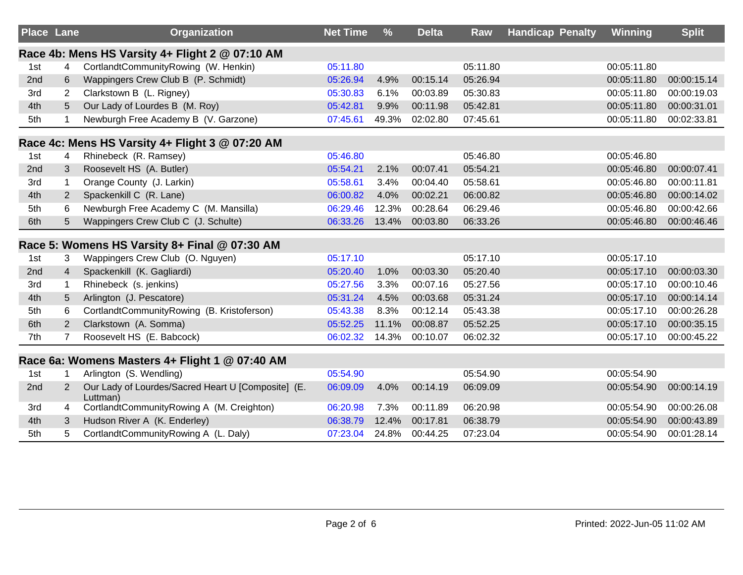| Place | Lane | Organization | Net Time | % | Delta | Raw | Handicap | Penalty | Winning | Split |
|---|---|---|---|---|---|---|---|---|---|---|
| **Race 4b: Mens HS Varsity 4+ Flight 2 @ 07:10 AM** | | | | | | | | | | |
| 1st | 4 | CortlandtCommunityRowing (W. Henkin) | 05:11.80 | | | 05:11.80 | | | 00:05:11.80 | |
| 2nd | 6 | Wappingers Crew Club B (P. Schmidt) | 05:26.94 | 4.9% | 00:15.14 | 05:26.94 | | | 00:05:11.80 | 00:00:15.14 |
| 3rd | 2 | Clarkstown B (L. Rigney) | 05:30.83 | 6.1% | 00:03.89 | 05:30.83 | | | 00:05:11.80 | 00:00:19.03 |
| 4th | 5 | Our Lady of Lourdes B (M. Roy) | 05:42.81 | 9.9% | 00:11.98 | 05:42.81 | | | 00:05:11.80 | 00:00:31.01 |
| 5th | 1 | Newburgh Free Academy B (V. Garzone) | 07:45.61 | 49.3% | 02:02.80 | 07:45.61 | | | 00:05:11.80 | 00:02:33.81 |
| **Race 4c: Mens HS Varsity 4+ Flight 3 @ 07:20 AM** | | | | | | | | | | |
| 1st | 4 | Rhinebeck (R. Ramsey) | 05:46.80 | | | 05:46.80 | | | 00:05:46.80 | |
| 2nd | 3 | Roosevelt HS (A. Butler) | 05:54.21 | 2.1% | 00:07.41 | 05:54.21 | | | 00:05:46.80 | 00:00:07.41 |
| 3rd | 1 | Orange County (J. Larkin) | 05:58.61 | 3.4% | 00:04.40 | 05:58.61 | | | 00:05:46.80 | 00:00:11.81 |
| 4th | 2 | Spackenkill C (R. Lane) | 06:00.82 | 4.0% | 00:02.21 | 06:00.82 | | | 00:05:46.80 | 00:00:14.02 |
| 5th | 6 | Newburgh Free Academy C (M. Mansilla) | 06:29.46 | 12.3% | 00:28.64 | 06:29.46 | | | 00:05:46.80 | 00:00:42.66 |
| 6th | 5 | Wappingers Crew Club C (J. Schulte) | 06:33.26 | 13.4% | 00:03.80 | 06:33.26 | | | 00:05:46.80 | 00:00:46.46 |
| **Race 5: Womens HS Varsity 8+ Final @ 07:30 AM** | | | | | | | | | | |
| 1st | 3 | Wappingers Crew Club (O. Nguyen) | 05:17.10 | | | 05:17.10 | | | 00:05:17.10 | |
| 2nd | 4 | Spackenkill (K. Gagliardi) | 05:20.40 | 1.0% | 00:03.30 | 05:20.40 | | | 00:05:17.10 | 00:00:03.30 |
| 3rd | 1 | Rhinebeck (s. jenkins) | 05:27.56 | 3.3% | 00:07.16 | 05:27.56 | | | 00:05:17.10 | 00:00:10.46 |
| 4th | 5 | Arlington (J. Pescatore) | 05:31.24 | 4.5% | 00:03.68 | 05:31.24 | | | 00:05:17.10 | 00:00:14.14 |
| 5th | 6 | CortlandtCommunityRowing (B. Kristoferson) | 05:43.38 | 8.3% | 00:12.14 | 05:43.38 | | | 00:05:17.10 | 00:00:26.28 |
| 6th | 2 | Clarkstown (A. Somma) | 05:52.25 | 11.1% | 00:08.87 | 05:52.25 | | | 00:05:17.10 | 00:00:35.15 |
| 7th | 7 | Roosevelt HS (E. Babcock) | 06:02.32 | 14.3% | 00:10.07 | 06:02.32 | | | 00:05:17.10 | 00:00:45.22 |
| **Race 6a: Womens Masters 4+ Flight 1 @ 07:40 AM** | | | | | | | | | | |
| 1st | 1 | Arlington (S. Wendling) | 05:54.90 | | | 05:54.90 | | | 00:05:54.90 | |
| 2nd | 2 | Our Lady of Lourdes/Sacred Heart U [Composite] (E. Luttman) | 06:09.09 | 4.0% | 00:14.19 | 06:09.09 | | | 00:05:54.90 | 00:00:14.19 |
| 3rd | 4 | CortlandtCommunityRowing A (M. Creighton) | 06:20.98 | 7.3% | 00:11.89 | 06:20.98 | | | 00:05:54.90 | 00:00:26.08 |
| 4th | 3 | Hudson River A (K. Enderley) | 06:38.79 | 12.4% | 00:17.81 | 06:38.79 | | | 00:05:54.90 | 00:00:43.89 |
| 5th | 5 | CortlandtCommunityRowing A (L. Daly) | 07:23.04 | 24.8% | 00:44.25 | 07:23.04 | | | 00:05:54.90 | 00:01:28.14 |

Printed: 2022-Jun-05 11:02 AM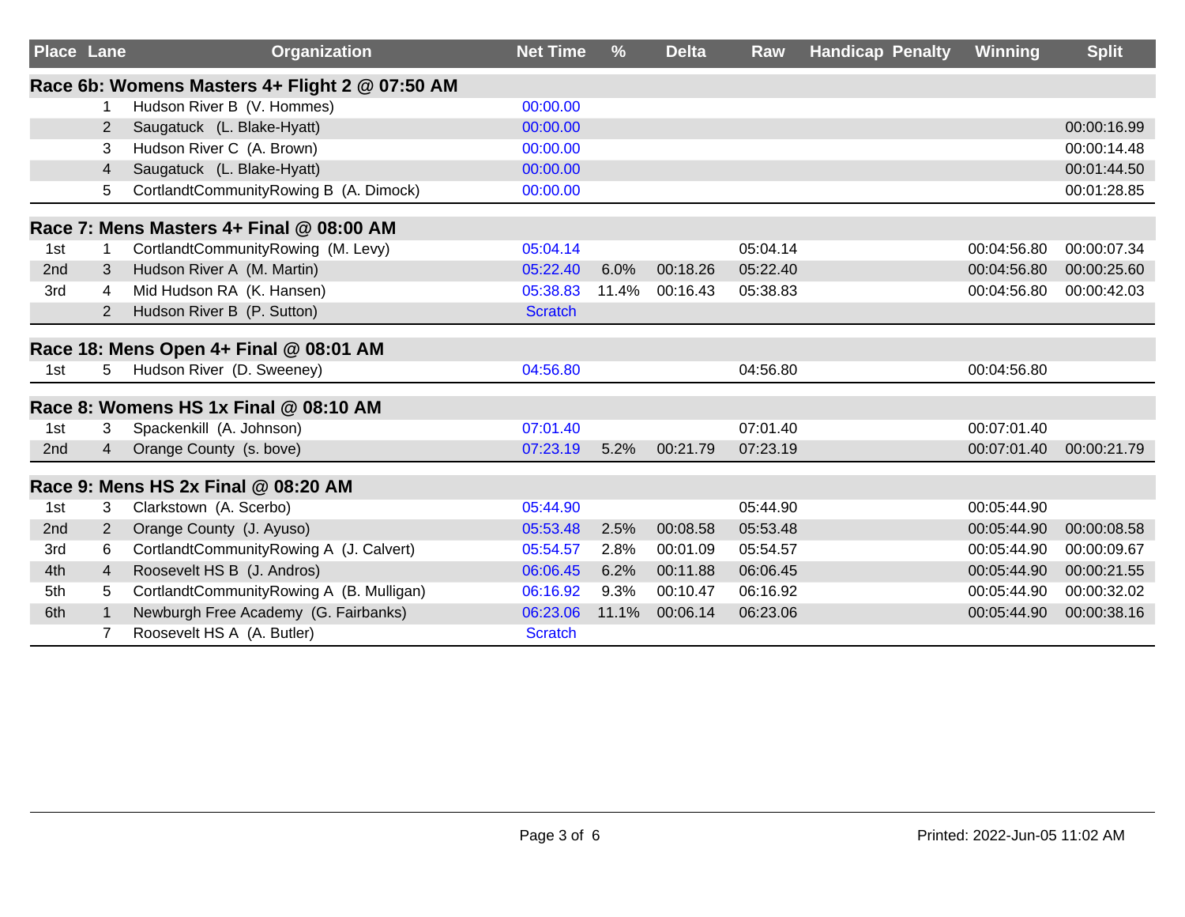| Place | Lane | Organization | Net Time | % | Delta | Raw | Handicap | Penalty | Winning | Split |
|---|---|---|---|---|---|---|---|---|---|---|
| **Race 6b: Womens Masters 4+ Flight 2 @ 07:50 AM** | | | | | | | | | | |
| | 1 | Hudson River B (V. Hommes) | 00:00.00 | | | | | | | |
| | 2 | Saugatuck (L. Blake-Hyatt) | 00:00.00 | | | | | | | 00:00:16.99 |
| | 3 | Hudson River C (A. Brown) | 00:00.00 | | | | | | | 00:00:14.48 |
| | 4 | Saugatuck (L. Blake-Hyatt) | 00:00.00 | | | | | | | 00:01:44.50 |
| | 5 | CortlandtCommunityRowing B (A. Dimock) | 00:00.00 | | | | | | | 00:01:28.85 |
| **Race 7: Mens Masters 4+ Final @ 08:00 AM** | | | | | | | | | | |
| 1st | 1 | CortlandtCommunityRowing (M. Levy) | 05:04.14 | | | 05:04.14 | | | 00:04:56.80 | 00:00:07.34 |
| 2nd | 3 | Hudson River A (M. Martin) | 05:22.40 | 6.0% | 00:18.26 | 05:22.40 | | | 00:04:56.80 | 00:00:25.60 |
| 3rd | 4 | Mid Hudson RA (K. Hansen) | 05:38.83 | 11.4% | 00:16.43 | 05:38.83 | | | 00:04:56.80 | 00:00:42.03 |
| | 2 | Hudson River B (P. Sutton) | Scratch | | | | | | | |
| **Race 18: Mens Open 4+ Final @ 08:01 AM** | | | | | | | | | | |
| 1st | 5 | Hudson River (D. Sweeney) | 04:56.80 | | | 04:56.80 | | | 00:04:56.80 | |
| **Race 8: Womens HS 1x Final @ 08:10 AM** | | | | | | | | | | |
| 1st | 3 | Spackenkill (A. Johnson) | 07:01.40 | | | 07:01.40 | | | 00:07:01.40 | |
| 2nd | 4 | Orange County (s. bove) | 07:23.19 | 5.2% | 00:21.79 | 07:23.19 | | | 00:07:01.40 | 00:00:21.79 |
| **Race 9: Mens HS 2x Final @ 08:20 AM** | | | | | | | | | | |
| 1st | 3 | Clarkstown (A. Scerbo) | 05:44.90 | | | 05:44.90 | | | 00:05:44.90 | |
| 2nd | 2 | Orange County (J. Ayuso) | 05:53.48 | 2.5% | 00:08.58 | 05:53.48 | | | 00:05:44.90 | 00:00:08.58 |
| 3rd | 6 | CortlandtCommunityRowing A (J. Calvert) | 05:54.57 | 2.8% | 00:01.09 | 05:54.57 | | | 00:05:44.90 | 00:00:09.67 |
| 4th | 4 | Roosevelt HS B (J. Andros) | 06:06.45 | 6.2% | 00:11.88 | 06:06.45 | | | 00:05:44.90 | 00:00:21.55 |
| 5th | 5 | CortlandtCommunityRowing A (B. Mulligan) | 06:16.92 | 9.3% | 00:10.47 | 06:16.92 | | | 00:05:44.90 | 00:00:32.02 |
| 6th | 1 | Newburgh Free Academy (G. Fairbanks) | 06:23.06 | 11.1% | 00:06.14 | 06:23.06 | | | 00:05:44.90 | 00:00:38.16 |
| | 7 | Roosevelt HS A (A. Butler) | Scratch | | | | | | | |

Printed: 2022-Jun-05 11:02 AM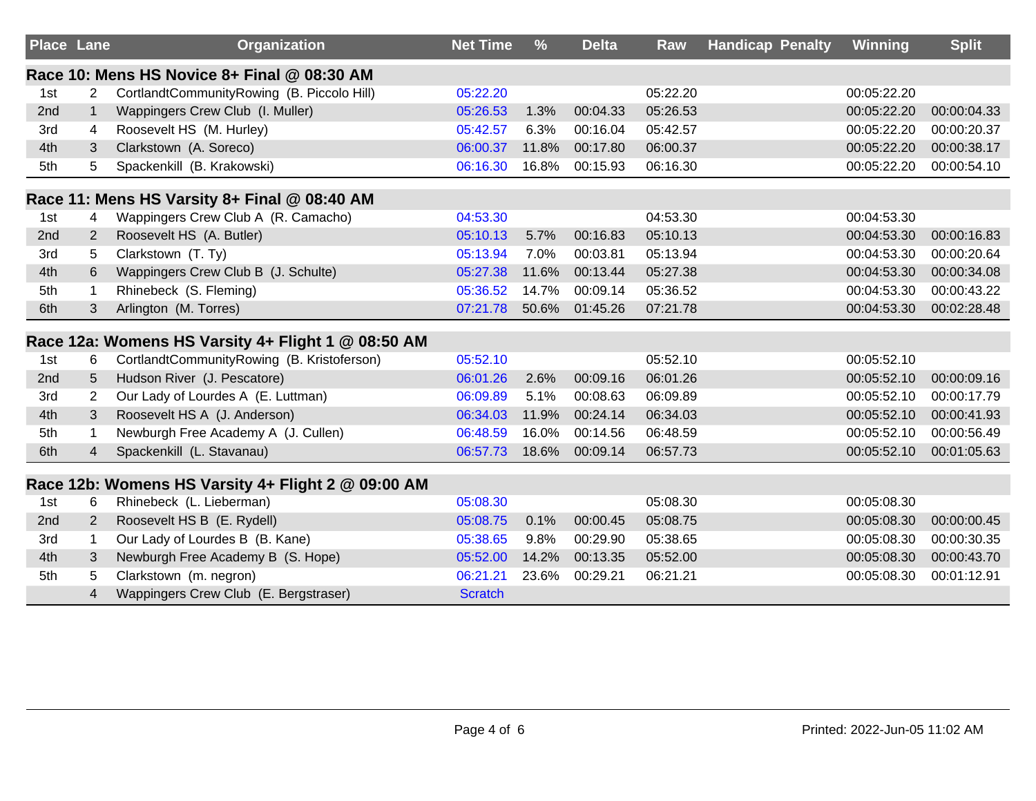| Place | Lane | Organization | Net Time | % | Delta | Raw | Handicap | Penalty | Winning | Split |
|---|---|---|---|---|---|---|---|---|---|---|
| **Race 10: Mens HS Novice 8+ Final @ 08:30 AM** | | | | | | | | | | |
| 1st | 2 | CortlandtCommunityRowing (B. Piccolo Hill) | 05:22.20 | | | 05:22.20 | | | 00:05:22.20 | |
| 2nd | 1 | Wappingers Crew Club (I. Muller) | 05:26.53 | 1.3% | 00:04.33 | 05:26.53 | | | 00:05:22.20 | 00:00:04.33 |
| 3rd | 4 | Roosevelt HS (M. Hurley) | 05:42.57 | 6.3% | 00:16.04 | 05:42.57 | | | 00:05:22.20 | 00:00:20.37 |
| 4th | 3 | Clarkstown (A. Soreco) | 06:00.37 | 11.8% | 00:17.80 | 06:00.37 | | | 00:05:22.20 | 00:00:38.17 |
| 5th | 5 | Spackenkill (B. Krakowski) | 06:16.30 | 16.8% | 00:15.93 | 06:16.30 | | | 00:05:22.20 | 00:00:54.10 |
| **Race 11: Mens HS Varsity 8+ Final @ 08:40 AM** | | | | | | | | | | |
| 1st | 4 | Wappingers Crew Club A (R. Camacho) | 04:53.30 | | | 04:53.30 | | | 00:04:53.30 | |
| 2nd | 2 | Roosevelt HS (A. Butler) | 05:10.13 | 5.7% | 00:16.83 | 05:10.13 | | | 00:04:53.30 | 00:00:16.83 |
| 3rd | 5 | Clarkstown (T. Ty) | 05:13.94 | 7.0% | 00:03.81 | 05:13.94 | | | 00:04:53.30 | 00:00:20.64 |
| 4th | 6 | Wappingers Crew Club B (J. Schulte) | 05:27.38 | 11.6% | 00:13.44 | 05:27.38 | | | 00:04:53.30 | 00:00:34.08 |
| 5th | 1 | Rhinebeck (S. Fleming) | 05:36.52 | 14.7% | 00:09.14 | 05:36.52 | | | 00:04:53.30 | 00:00:43.22 |
| 6th | 3 | Arlington (M. Torres) | 07:21.78 | 50.6% | 01:45.26 | 07:21.78 | | | 00:04:53.30 | 00:02:28.48 |
| **Race 12a: Womens HS Varsity 4+ Flight 1 @ 08:50 AM** | | | | | | | | | | |
| 1st | 6 | CortlandtCommunityRowing (B. Kristoferson) | 05:52.10 | | | 05:52.10 | | | 00:05:52.10 | |
| 2nd | 5 | Hudson River (J. Pescatore) | 06:01.26 | 2.6% | 00:09.16 | 06:01.26 | | | 00:05:52.10 | 00:00:09.16 |
| 3rd | 2 | Our Lady of Lourdes A (E. Luttman) | 06:09.89 | 5.1% | 00:08.63 | 06:09.89 | | | 00:05:52.10 | 00:00:17.79 |
| 4th | 3 | Roosevelt HS A (J. Anderson) | 06:34.03 | 11.9% | 00:24.14 | 06:34.03 | | | 00:05:52.10 | 00:00:41.93 |
| 5th | 1 | Newburgh Free Academy A (J. Cullen) | 06:48.59 | 16.0% | 00:14.56 | 06:48.59 | | | 00:05:52.10 | 00:00:56.49 |
| 6th | 4 | Spackenkill (L. Stavanau) | 06:57.73 | 18.6% | 00:09.14 | 06:57.73 | | | 00:05:52.10 | 00:01:05.63 |
| **Race 12b: Womens HS Varsity 4+ Flight 2 @ 09:00 AM** | | | | | | | | | | |
| 1st | 6 | Rhinebeck (L. Lieberman) | 05:08.30 | | | 05:08.30 | | | 00:05:08.30 | |
| 2nd | 2 | Roosevelt HS B (E. Rydell) | 05:08.75 | 0.1% | 00:00.45 | 05:08.75 | | | 00:05:08.30 | 00:00:00.45 |
| 3rd | 1 | Our Lady of Lourdes B (B. Kane) | 05:38.65 | 9.8% | 00:29.90 | 05:38.65 | | | 00:05:08.30 | 00:00:30.35 |
| 4th | 3 | Newburgh Free Academy B (S. Hope) | 05:52.00 | 14.2% | 00:13.35 | 05:52.00 | | | 00:05:08.30 | 00:00:43.70 |
| 5th | 5 | Clarkstown (m. negron) | 06:21.21 | 23.6% | 00:29.21 | 06:21.21 | | | 00:05:08.30 | 00:01:12.91 |
| | 4 | Wappingers Crew Club (E. Bergstraser) | Scratch | | | | | | | |

Printed: 2022-Jun-05 11:02 AM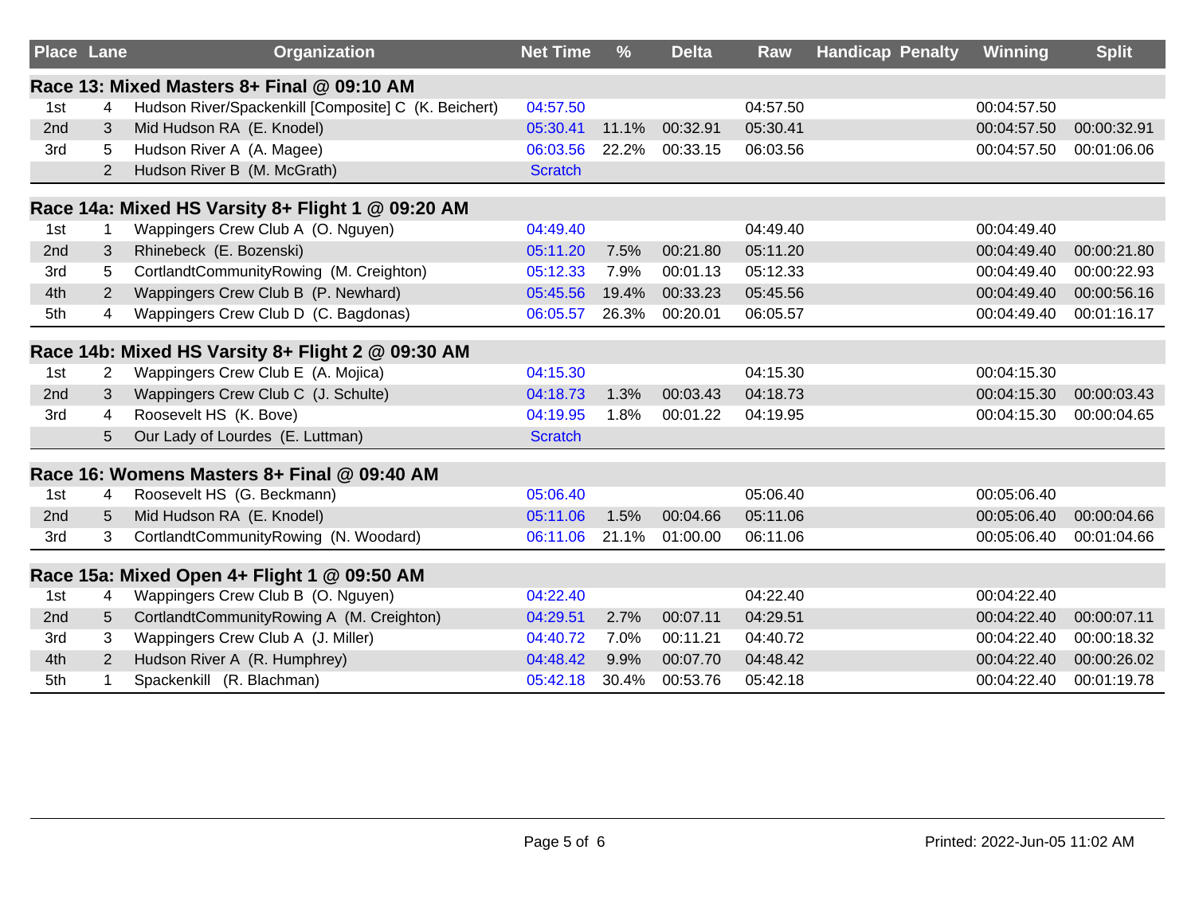| Place | Lane | Organization | Net Time | % | Delta | Raw | Handicap | Penalty | Winning | Split |
|---|---|---|---|---|---|---|---|---|---|---|
| **Race 13: Mixed Masters 8+ Final @ 09:10 AM** | | | | | | | | | | |
| 1st | 4 | Hudson River/Spackenkill [Composite] C (K. Beichert) | 04:57.50 | | | 04:57.50 | | | 00:04:57.50 | |
| 2nd | 3 | Mid Hudson RA (E. Knodel) | 05:30.41 | 11.1% | 00:32.91 | 05:30.41 | | | 00:04:57.50 | 00:00:32.91 |
| 3rd | 5 | Hudson River A (A. Magee) | 06:03.56 | 22.2% | 00:33.15 | 06:03.56 | | | 00:04:57.50 | 00:01:06.06 |
| | 2 | Hudson River B (M. McGrath) | Scratch | | | | | | | |
| **Race 14a: Mixed HS Varsity 8+ Flight 1 @ 09:20 AM** | | | | | | | | | | |
| 1st | 1 | Wappingers Crew Club A (O. Nguyen) | 04:49.40 | | | 04:49.40 | | | 00:04:49.40 | |
| 2nd | 3 | Rhinebeck (E. Bozenski) | 05:11.20 | 7.5% | 00:21.80 | 05:11.20 | | | 00:04:49.40 | 00:00:21.80 |
| 3rd | 5 | CortlandtCommunityRowing (M. Creighton) | 05:12.33 | 7.9% | 00:01.13 | 05:12.33 | | | 00:04:49.40 | 00:00:22.93 |
| 4th | 2 | Wappingers Crew Club B (P. Newhard) | 05:45.56 | 19.4% | 00:33.23 | 05:45.56 | | | 00:04:49.40 | 00:00:56.16 |
| 5th | 4 | Wappingers Crew Club D (C. Bagdonas) | 06:05.57 | 26.3% | 00:20.01 | 06:05.57 | | | 00:04:49.40 | 00:01:16.17 |
| **Race 14b: Mixed HS Varsity 8+ Flight 2 @ 09:30 AM** | | | | | | | | | | |
| 1st | 2 | Wappingers Crew Club E (A. Mojica) | 04:15.30 | | | 04:15.30 | | | 00:04:15.30 | |
| 2nd | 3 | Wappingers Crew Club C (J. Schulte) | 04:18.73 | 1.3% | 00:03.43 | 04:18.73 | | | 00:04:15.30 | 00:00:03.43 |
| 3rd | 4 | Roosevelt HS (K. Bove) | 04:19.95 | 1.8% | 00:01.22 | 04:19.95 | | | 00:04:15.30 | 00:00:04.65 |
| | 5 | Our Lady of Lourdes (E. Luttman) | Scratch | | | | | | | |
| **Race 16: Womens Masters 8+ Final @ 09:40 AM** | | | | | | | | | | |
| 1st | 4 | Roosevelt HS (G. Beckmann) | 05:06.40 | | | 05:06.40 | | | 00:05:06.40 | |
| 2nd | 5 | Mid Hudson RA (E. Knodel) | 05:11.06 | 1.5% | 00:04.66 | 05:11.06 | | | 00:05:06.40 | 00:00:04.66 |
| 3rd | 3 | CortlandtCommunityRowing (N. Woodard) | 06:11.06 | 21.1% | 01:00.00 | 06:11.06 | | | 00:05:06.40 | 00:01:04.66 |
| **Race 15a: Mixed Open 4+ Flight 1 @ 09:50 AM** | | | | | | | | | | |
| 1st | 4 | Wappingers Crew Club B (O. Nguyen) | 04:22.40 | | | 04:22.40 | | | 00:04:22.40 | |
| 2nd | 5 | CortlandtCommunityRowing A (M. Creighton) | 04:29.51 | 2.7% | 00:07.11 | 04:29.51 | | | 00:04:22.40 | 00:00:07.11 |
| 3rd | 3 | Wappingers Crew Club A (J. Miller) | 04:40.72 | 7.0% | 00:11.21 | 04:40.72 | | | 00:04:22.40 | 00:00:18.32 |
| 4th | 2 | Hudson River A (R. Humphrey) | 04:48.42 | 9.9% | 00:07.70 | 04:48.42 | | | 00:04:22.40 | 00:00:26.02 |
| 5th | 1 | Spackenkill (R. Blachman) | 05:42.18 | 30.4% | 00:53.76 | 05:42.18 | | | 00:04:22.40 | 00:01:19.78 |

Printed: 2022-Jun-05 11:02 AM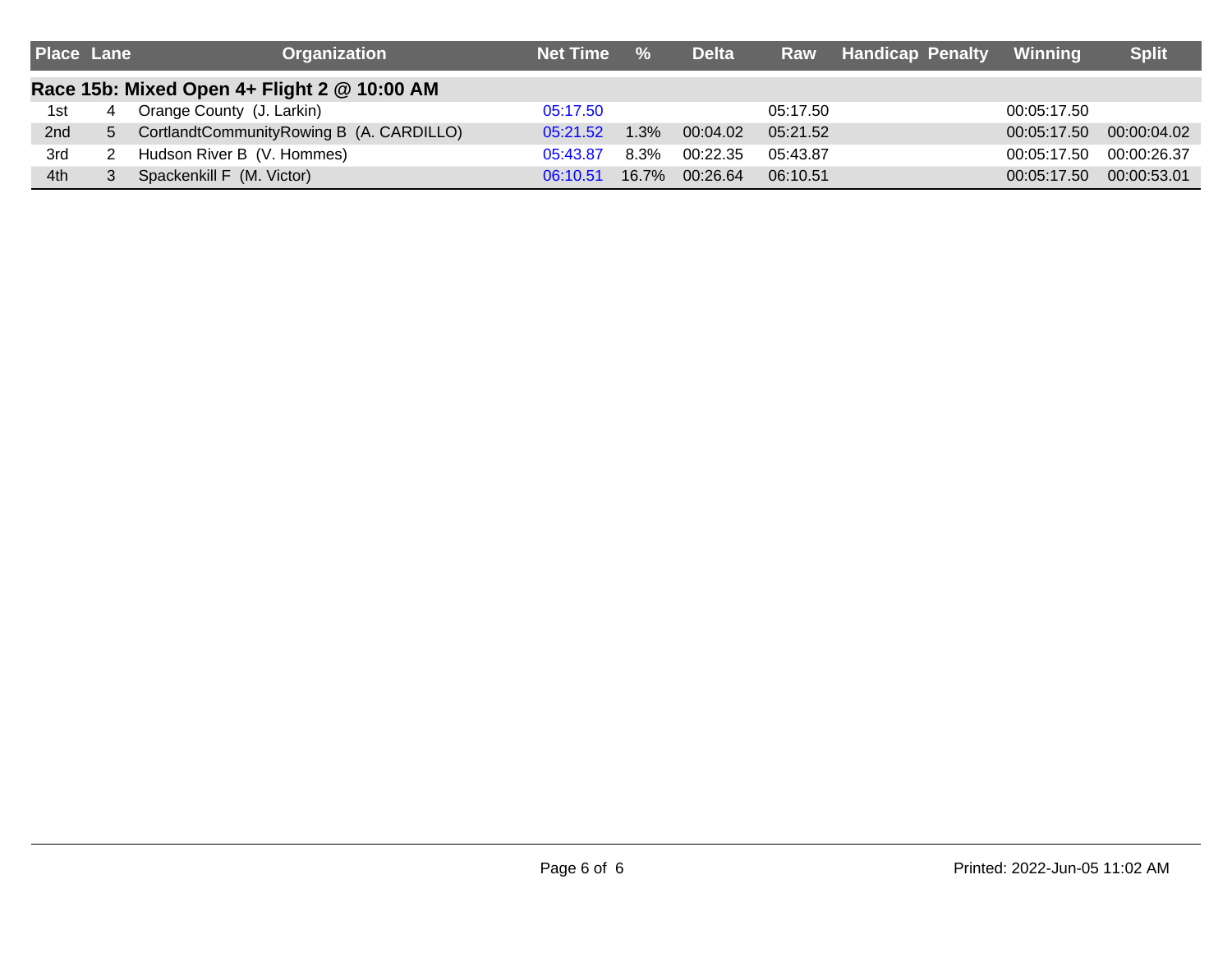| Place | Lane | Organization | Net Time | % | Delta | Raw | Handicap | Penalty | Winning | Split |
|---|---|---|---|---|---|---|---|---|---|---|
| **Race 15b: Mixed Open 4+ Flight 2 @ 10:00 AM** | | | | | | | | | | |
| 1st | 4 | Orange County (J. Larkin) | 05:17.50 | | | 05:17.50 | | | 00:05:17.50 | |
| 2nd | 5 | CortlandtCommunityRowing B (A. CARDILLO) | 05:21.52 | 1.3% | 00:04.02 | 05:21.52 | | | 00:05:17.50 | 00:00:04.02 |
| 3rd | 2 | Hudson River B (V. Hommes) | 05:43.87 | 8.3% | 00:22.35 | 05:43.87 | | | 00:05:17.50 | 00:00:26.37 |
| 4th | 3 | Spackenkill F (M. Victor) | 06:10.51 | 16.7% | 00:26.64 | 06:10.51 | | | 00:05:17.50 | 00:00:53.01 |

Printed: 2022-Jun-05 11:02 AM